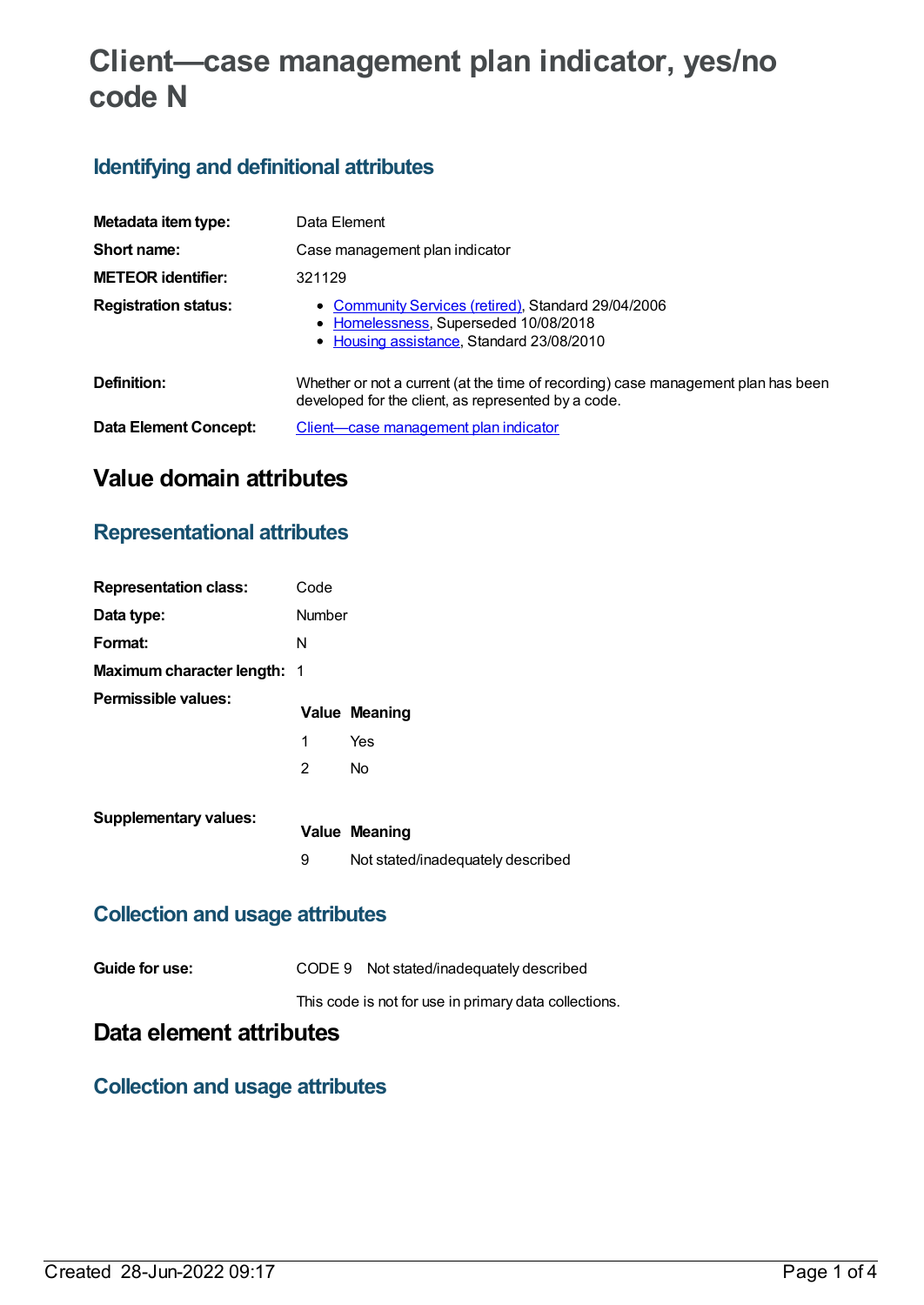# Client—case management plan indicator, yes/no code N

## Identifying and definitional attributes

| | |
|---|---|
| **Metadata item type:** | Data Element |
| **Short name:** | Case management plan indicator |
| **METEOR identifier:** | 321129 |
| **Registration status:** | • Community Services (retired), Standard 29/04/2006<br>• Homelessness, Superseded 10/08/2018<br>• Housing assistance, Standard 23/08/2010 |
| **Definition:** | Whether or not a current (at the time of recording) case management plan has been developed for the client, as represented by a code. |
| **Data Element Concept:** | Client—case management plan indicator |

# Value domain attributes

## Representational attributes

| | |
|---|---|
| **Representation class:** | Code |
| **Data type:** | Number |
| **Format:** | N |
| **Maximum character length:** | 1 |

**Permissible values:**

| Value | Meaning |
|---|---|
| 1 | Yes |
| 2 | No |

**Supplementary values:**

| Value | Meaning |
|---|---|
| 9 | Not stated/inadequately described |

## Collection and usage attributes

**Guide for use:** CODE 9 Not stated/inadequately described

This code is not for use in primary data collections.

# Data element attributes

## Collection and usage attributes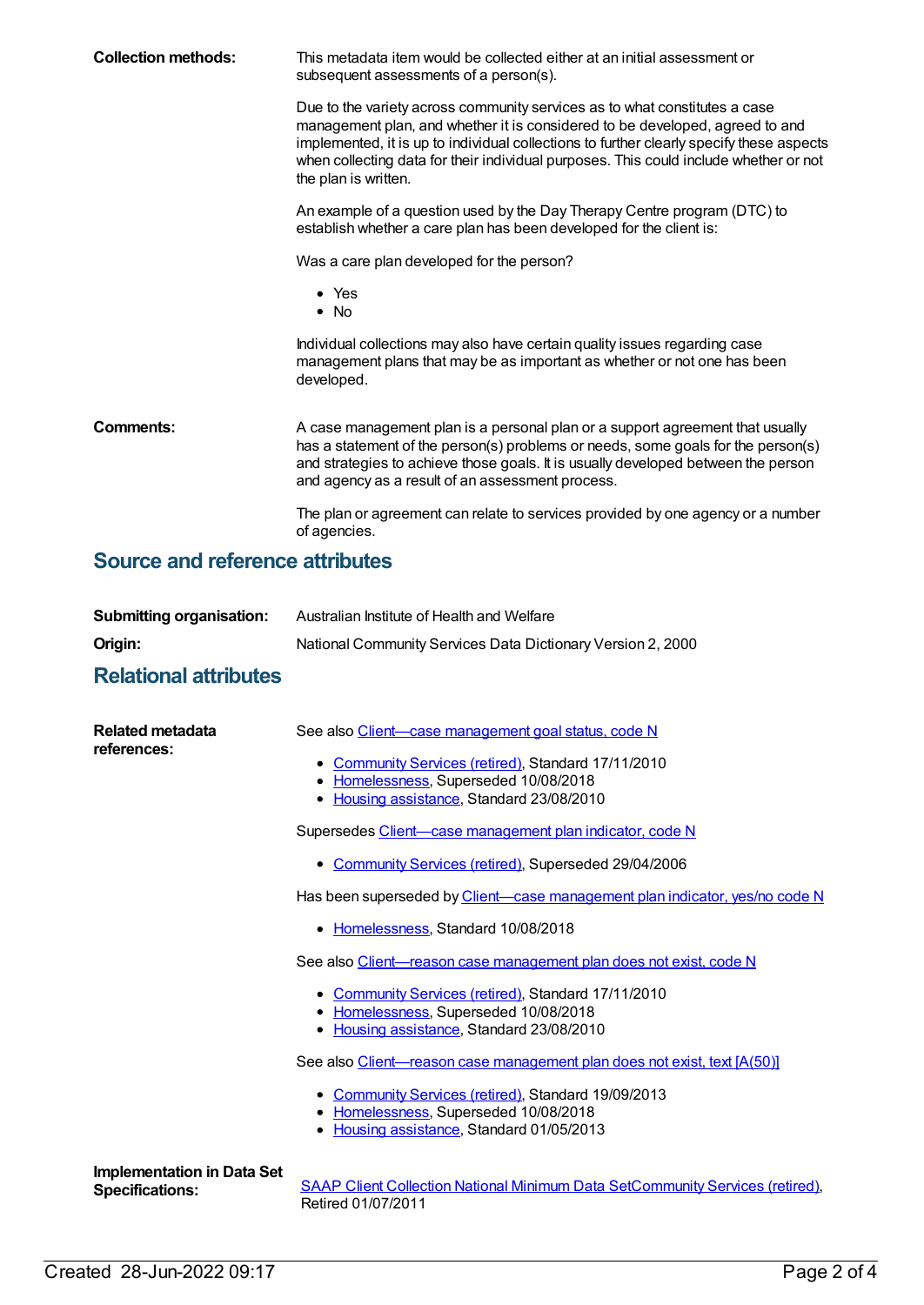**Collection methods:**

This metadata item would be collected either at an initial assessment or subsequent assessments of a person(s).

Due to the variety across community services as to what constitutes a case management plan, and whether it is considered to be developed, agreed to and implemented, it is up to individual collections to further clearly specify these aspects when collecting data for their individual purposes. This could include whether or not the plan is written.

An example of a question used by the Day Therapy Centre program (DTC) to establish whether a care plan has been developed for the client is:

Was a care plan developed for the person?

- Yes
- No

Individual collections may also have certain quality issues regarding case management plans that may be as important as whether or not one has been developed.

**Comments:**

A case management plan is a personal plan or a support agreement that usually has a statement of the person(s) problems or needs, some goals for the person(s) and strategies to achieve those goals. It is usually developed between the person and agency as a result of an assessment process.

The plan or agreement can relate to services provided by one agency or a number of agencies.

## Source and reference attributes

**Submitting organisation:** Australian Institute of Health and Welfare

**Origin:** National Community Services Data Dictionary Version 2, 2000

## Relational attributes

**Related metadata references:**

See also Client—case management goal status, code N

- Community Services (retired), Standard 17/11/2010
- Homelessness, Superseded 10/08/2018
- Housing assistance, Standard 23/08/2010

Supersedes Client—case management plan indicator, code N

- Community Services (retired), Superseded 29/04/2006

Has been superseded by Client—case management plan indicator, yes/no code N

- Homelessness, Standard 10/08/2018

See also Client—reason case management plan does not exist, code N

- Community Services (retired), Standard 17/11/2010
- Homelessness, Superseded 10/08/2018
- Housing assistance, Standard 23/08/2010

See also Client—reason case management plan does not exist, text [A(50)]

- Community Services (retired), Standard 19/09/2013
- Homelessness, Superseded 10/08/2018
- Housing assistance, Standard 01/05/2013

**Implementation in Data Set Specifications:**

SAAP Client Collection National Minimum Data SetCommunity Services (retired), Retired 01/07/2011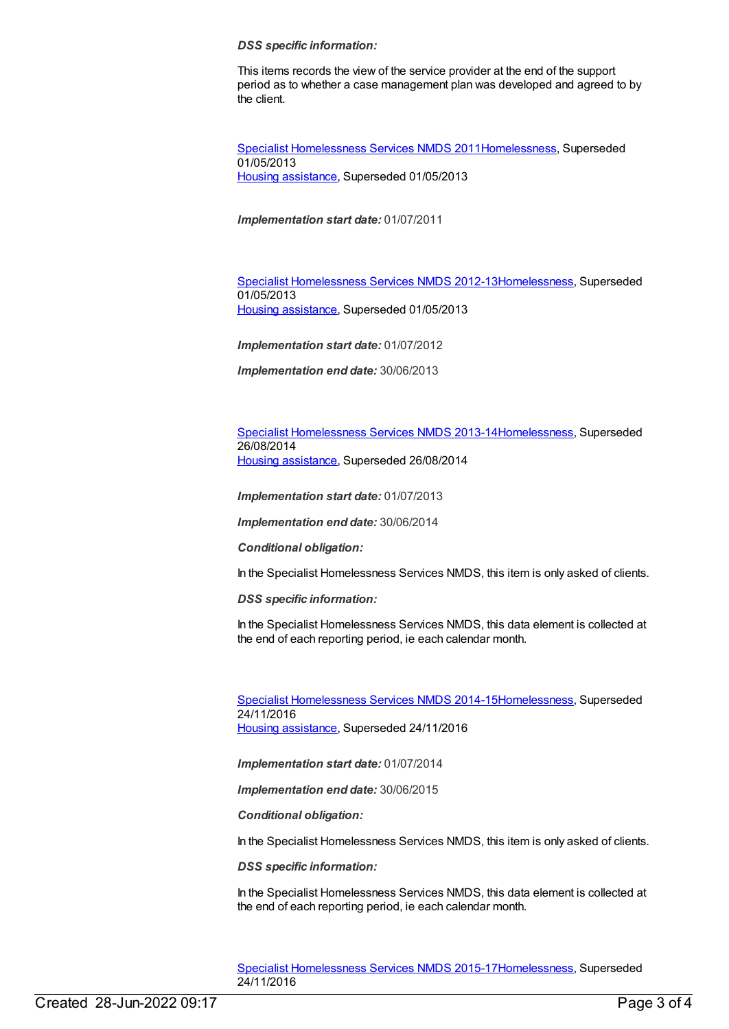***DSS specific information:***

This items records the view of the service provider at the end of the support period as to whether a case management plan was developed and agreed to by the client.

Specialist Homelessness Services NMDS 2011Homelessness, Superseded 01/05/2013
Housing assistance, Superseded 01/05/2013

***Implementation start date:*** 01/07/2011

Specialist Homelessness Services NMDS 2012-13Homelessness, Superseded 01/05/2013
Housing assistance, Superseded 01/05/2013

***Implementation start date:*** 01/07/2012

***Implementation end date:*** 30/06/2013

Specialist Homelessness Services NMDS 2013-14Homelessness, Superseded 26/08/2014
Housing assistance, Superseded 26/08/2014

***Implementation start date:*** 01/07/2013

***Implementation end date:*** 30/06/2014

***Conditional obligation:***

In the Specialist Homelessness Services NMDS, this item is only asked of clients.

***DSS specific information:***

In the Specialist Homelessness Services NMDS, this data element is collected at the end of each reporting period, ie each calendar month.

Specialist Homelessness Services NMDS 2014-15Homelessness, Superseded 24/11/2016
Housing assistance, Superseded 24/11/2016

***Implementation start date:*** 01/07/2014

***Implementation end date:*** 30/06/2015

***Conditional obligation:***

In the Specialist Homelessness Services NMDS, this item is only asked of clients.

***DSS specific information:***

In the Specialist Homelessness Services NMDS, this data element is collected at the end of each reporting period, ie each calendar month.

Specialist Homelessness Services NMDS 2015-17Homelessness, Superseded 24/11/2016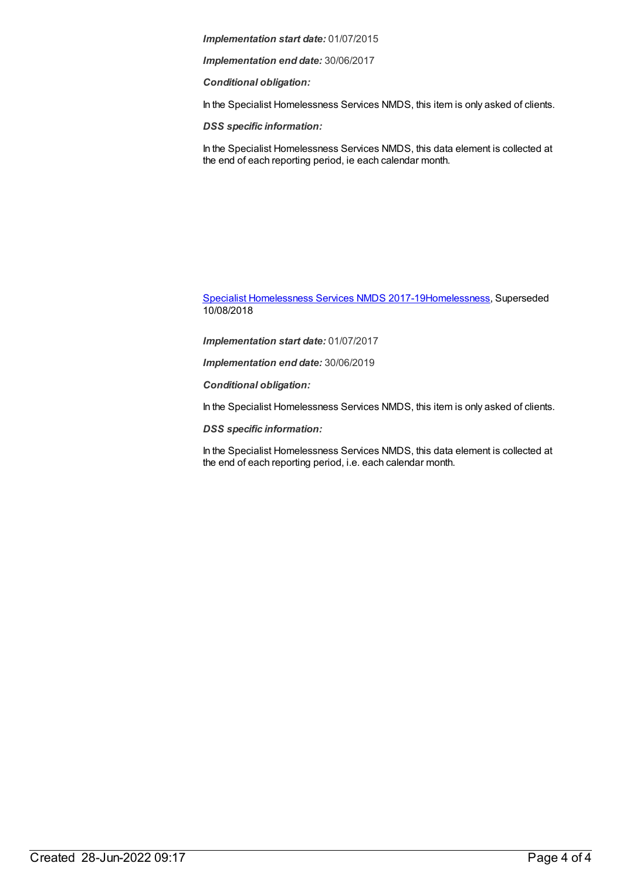***Implementation start date:*** 01/07/2015

***Implementation end date:*** 30/06/2017

***Conditional obligation:***

In the Specialist Homelessness Services NMDS, this item is only asked of clients.

***DSS specific information:***

In the Specialist Homelessness Services NMDS, this data element is collected at the end of each reporting period, ie each calendar month.

[Specialist Homelessness Services NMDS 2017-19Homelessness](), Superseded 10/08/2018

***Implementation start date:*** 01/07/2017

***Implementation end date:*** 30/06/2019

***Conditional obligation:***

In the Specialist Homelessness Services NMDS, this item is only asked of clients.

***DSS specific information:***

In the Specialist Homelessness Services NMDS, this data element is collected at the end of each reporting period, i.e. each calendar month.